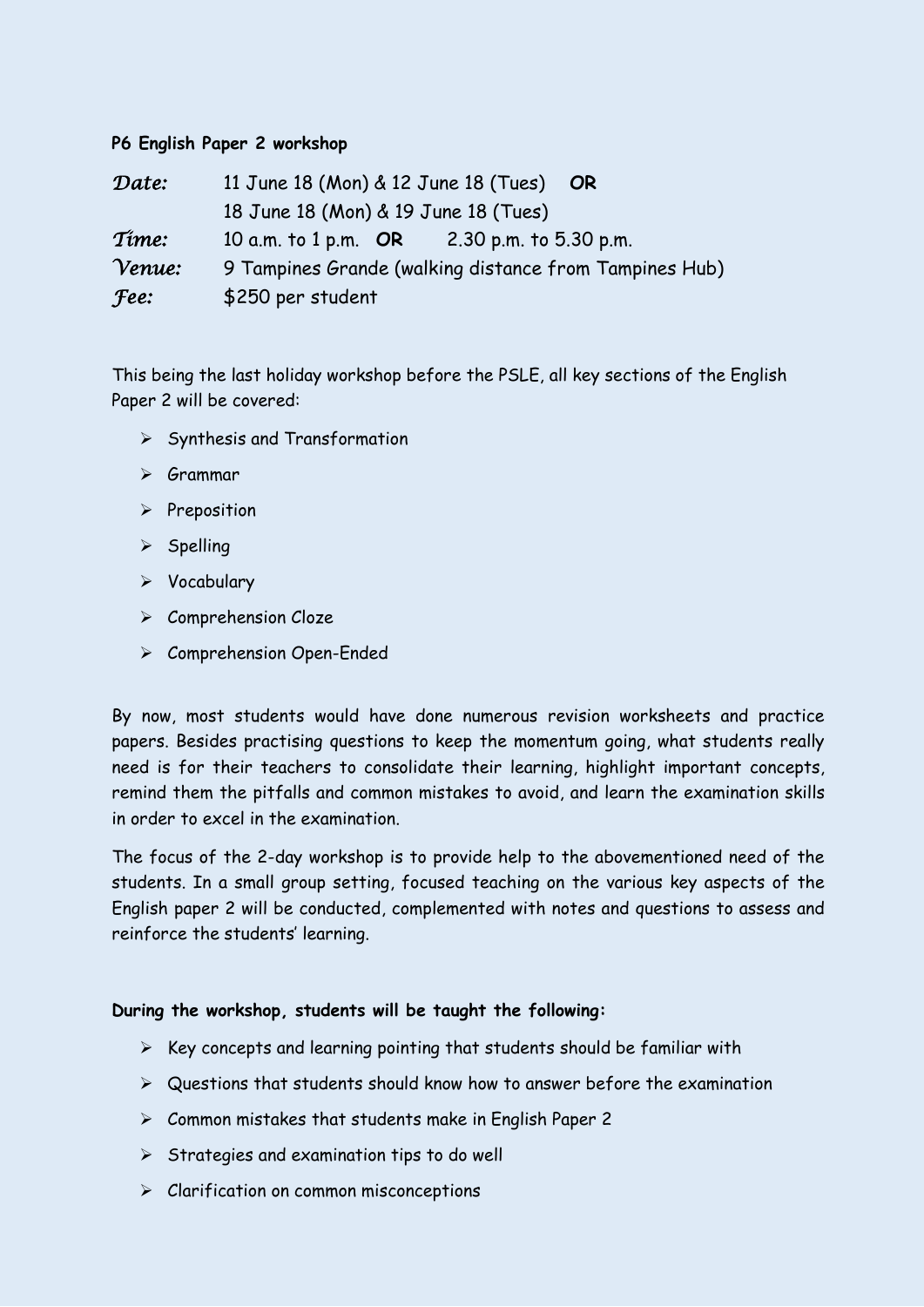**P6 English Paper 2 workshop**

| | |
|---|---|
| *Date:* | 11 June 18 (Mon) & 12 June 18 (Tues) **OR** |
| | 18 June 18 (Mon) & 19 June 18 (Tues) |
| *Time:* | 10 a.m. to 1 p.m. **OR** 2.30 p.m. to 5.30 p.m. |
| *Venue:* | 9 Tampines Grande (walking distance from Tampines Hub) |
| *Fee:* | $250 per student |

This being the last holiday workshop before the PSLE, all key sections of the English Paper 2 will be covered:

- Synthesis and Transformation
- Grammar
- Preposition
- Spelling
- Vocabulary
- Comprehension Cloze
- Comprehension Open-Ended

By now, most students would have done numerous revision worksheets and practice papers. Besides practising questions to keep the momentum going, what students really need is for their teachers to consolidate their learning, highlight important concepts, remind them the pitfalls and common mistakes to avoid, and learn the examination skills in order to excel in the examination.

The focus of the 2-day workshop is to provide help to the abovementioned need of the students. In a small group setting, focused teaching on the various key aspects of the English paper 2 will be conducted, complemented with notes and questions to assess and reinforce the students' learning.

**During the workshop, students will be taught the following:**

- Key concepts and learning pointing that students should be familiar with
- Questions that students should know how to answer before the examination
- Common mistakes that students make in English Paper 2
- Strategies and examination tips to do well
- Clarification on common misconceptions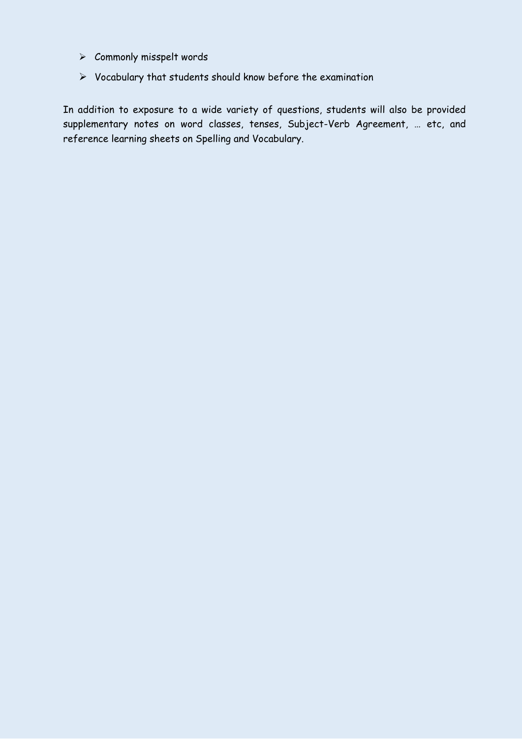- Commonly misspelt words
- Vocabulary that students should know before the examination

In addition to exposure to a wide variety of questions, students will also be provided supplementary notes on word classes, tenses, Subject-Verb Agreement, … etc, and reference learning sheets on Spelling and Vocabulary.